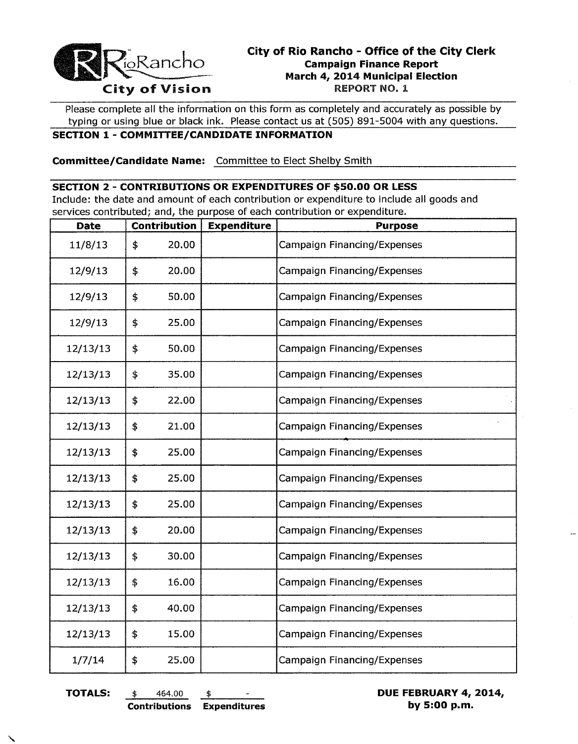RioRancho
City of Vision

# City of Rio Rancho - Office of the City Clerk
## Campaign Finance Report
## March 4, 2014 Municipal Election
## REPORT NO. 1

Please complete all the information on this form as completely and accurately as possible by typing or using blue or black ink. Please contact us at (505) 891-5004 with any questions.

**SECTION 1 - COMMITTEE/CANDIDATE INFORMATION**

**Committee/Candidate Name:** Committee to Elect Shelby Smith

**SECTION 2 - CONTRIBUTIONS OR EXPENDITURES OF $50.00 OR LESS**

Include: the date and amount of each contribution or expenditure to include all goods and services contributed; and, the purpose of each contribution or expenditure.

| Date | Contribution | Expenditure | Purpose |
|---|---|---|---|
| 11/8/13 | $ 20.00 | | Campaign Financing/Expenses |
| 12/9/13 | $ 20.00 | | Campaign Financing/Expenses |
| 12/9/13 | $ 50.00 | | Campaign Financing/Expenses |
| 12/9/13 | $ 25.00 | | Campaign Financing/Expenses |
| 12/13/13 | $ 50.00 | | Campaign Financing/Expenses |
| 12/13/13 | $ 35.00 | | Campaign Financing/Expenses |
| 12/13/13 | $ 22.00 | | Campaign Financing/Expenses |
| 12/13/13 | $ 21.00 | | Campaign Financing/Expenses |
| 12/13/13 | $ 25.00 | | Campaign Financing/Expenses |
| 12/13/13 | $ 25.00 | | Campaign Financing/Expenses |
| 12/13/13 | $ 25.00 | | Campaign Financing/Expenses |
| 12/13/13 | $ 20.00 | | Campaign Financing/Expenses |
| 12/13/13 | $ 30.00 | | Campaign Financing/Expenses |
| 12/13/13 | $ 16.00 | | Campaign Financing/Expenses |
| 12/13/13 | $ 40.00 | | Campaign Financing/Expenses |
| 12/13/13 | $ 15.00 | | Campaign Financing/Expenses |
| 1/7/14 | $ 25.00 | | Campaign Financing/Expenses |

**TOTALS:** $ 464.00 **Contributions** $ - **Expenditures**

**DUE FEBRUARY 4, 2014, by 5:00 p.m.**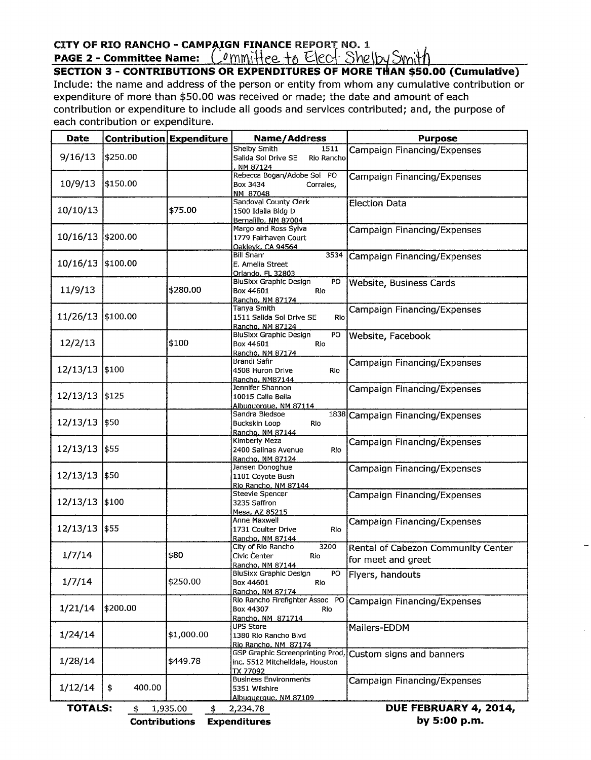**CITY OF RIO RANCHO - CAMPAIGN FINANCE REPORT NO. 1**

**PAGE 2 - Committee Name:** Committee to Elect Shelby Smith

**SECTION 3 - CONTRIBUTIONS OR EXPENDITURES OF MORE THAN $50.00 (Cumulative)**

Include: the name and address of the person or entity from whom any cumulative contribution or expenditure of more than $50.00 was received or made; the date and amount of each contribution or expenditure to include all goods and services contributed; and, the purpose of each contribution or expenditure.

| Date | Contribution | Expenditure | Name/Address | Purpose |
|---|---|---|---|---|
| 9/16/13 | $250.00 | | Shelby Smith 1511 Salida Sol Drive SE Rio Rancho, NM 87124 | Campaign Financing/Expenses |
| 10/9/13 | $150.00 | | Rebecca Bogan/Adobe Sol PO Box 3434 Corrales, NM 87048 | Campaign Financing/Expenses |
| 10/10/13 | | $75.00 | Sandoval County Clerk 1500 Idalia Bldg D Bernalillo, NM 87004 | Election Data |
| 10/16/13 | $200.00 | | Margo and Ross Sylva 1779 Fairhaven Court Oakleyk, CA 94564 | Campaign Financing/Expenses |
| 10/16/13 | $100.00 | | Bill Snarr 3534 E. Amelia Street Orlando, FL 32803 | Campaign Financing/Expenses |
| 11/9/13 | | $280.00 | BluSixx Graphic Design PO Box 44601 Rio Rancho, NM 87174 | Website, Business Cards |
| 11/26/13 | $100.00 | | Tanya Smith 1511 Salida Sol Drive SE Rio Rancho, NM 87124 | Campaign Financing/Expenses |
| 12/2/13 | | $100 | BluSixx Graphic Design PO Box 44601 Rio Rancho, NM 87174 | Website, Facebook |
| 12/13/13 | $100 | | Brandi Safir 4508 Huron Drive Rio Rancho, NM87144 | Campaign Financing/Expenses |
| 12/13/13 | $125 | | Jennifer Shannon 10015 Calle Bella Albuquerque, NM 87114 | Campaign Financing/Expenses |
| 12/13/13 | $50 | | Sandra Bledsoe 1838 Buckskin Loop Rio Rancho, NM 87144 | Campaign Financing/Expenses |
| 12/13/13 | $55 | | Kimberly Meza 2400 Salinas Avenue Rio Rancho, NM 87124 | Campaign Financing/Expenses |
| 12/13/13 | $50 | | Jansen Donoghue 1101 Coyote Bush Rio Rancho, NM 87144 | Campaign Financing/Expenses |
| 12/13/13 | $100 | | Steevie Spencer 3235 Saffron Mesa, AZ 85215 | Campaign Financing/Expenses |
| 12/13/13 | $55 | | Anne Maxwell 1731 Coulter Drive Rio Rancho, NM 87144 | Campaign Financing/Expenses |
| 1/7/14 | | $80 | City of Rio Rancho 3200 Civic Center Rio Rancho, NM 87144 | Rental of Cabezon Community Center for meet and greet |
| 1/7/14 | | $250.00 | BluSixx Graphic Design PO Box 44601 Rio Rancho, NM 87174 | Flyers, handouts |
| 1/21/14 | $200.00 | | Rio Rancho Firefighter Assoc PO Box 44307 Rio Rancho, NM 871714 | Campaign Financing/Expenses |
| 1/24/14 | | $1,000.00 | UPS Store 1380 Rio Rancho Blvd Rio Rancho, NM 87174 | Mailers-EDDM |
| 1/28/14 | | $449.78 | GSP Graphic Screenprinting Prod, inc. 5512 Mitchelldale, Houston TX 77092 | Custom signs and banners |
| 1/12/14 | $ 400.00 | | Business Environments 5351 Wilshire Albuquerque, NM 87109 | Campaign Financing/Expenses |
| **TOTALS:** | $ 1,935.00 | $ 2,234.78 | | **DUE FEBRUARY 4, 2014, by 5:00 p.m.** |
| | **Contributions** | **Expenditures** | | |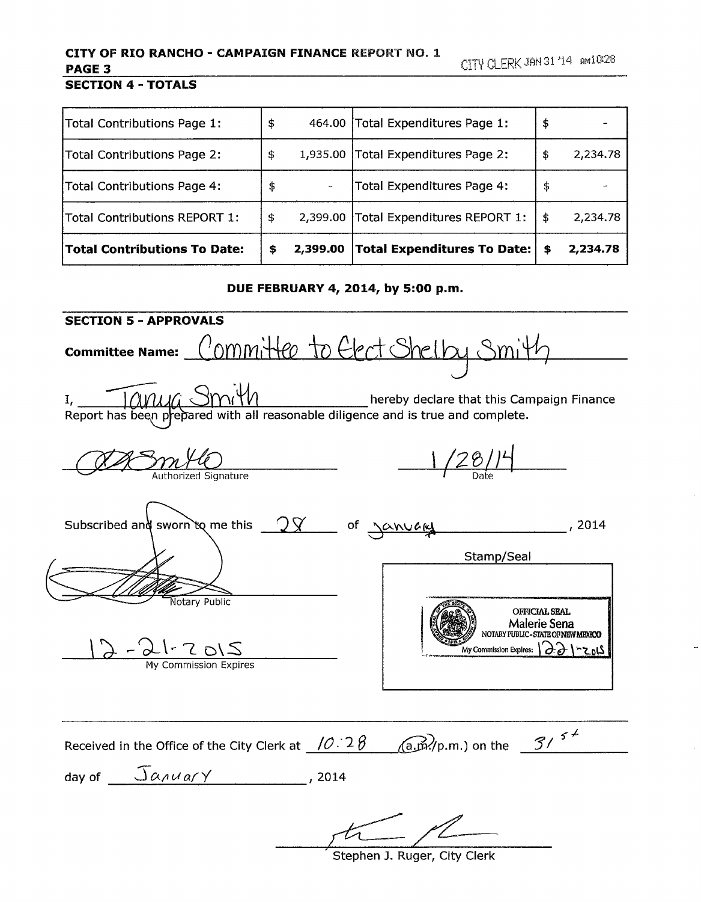**CITY OF RIO RANCHO - CAMPAIGN FINANCE REPORT NO. 1**
**PAGE 3**

CITY CLERK JAN 31 '14 AM10:28

## SECTION 4 - TOTALS

| | | | |
|---|---|---|---|
| Total Contributions Page 1: | $ 464.00 | Total Expenditures Page 1: | $ - |
| Total Contributions Page 2: | $ 1,935.00 | Total Expenditures Page 2: | $ 2,234.78 |
| Total Contributions Page 4: | $ - | Total Expenditures Page 4: | $ - |
| Total Contributions REPORT 1: | $ 2,399.00 | Total Expenditures REPORT 1: | $ 2,234.78 |
| **Total Contributions To Date:** | **$ 2,399.00** | **Total Expenditures To Date:** | **$ 2,234.78** |

**DUE FEBRUARY 4, 2014, by 5:00 p.m.**

## SECTION 5 - APPROVALS

**Committee Name:** Committee to Elect Shelby Smith

I, Tanya Smith hereby declare that this Campaign Finance Report has been prepared with all reasonable diligence and is true and complete.

[Signature]
Authorized Signature

1/28/14
Date

Subscribed and sworn to me this 28 of January, 2014

[Signature]
Notary Public

12-21-2015
My Commission Expires

Stamp/Seal

OFFICIAL SEAL
Malerie Sena
NOTARY PUBLIC - STATE OF NEW MEXICO
My Commission Expires: 12-21-2015

Received in the Office of the City Clerk at 10:28 (a.m./p.m.) on the 31st day of January, 2014

[Signature]
Stephen J. Ruger, City Clerk